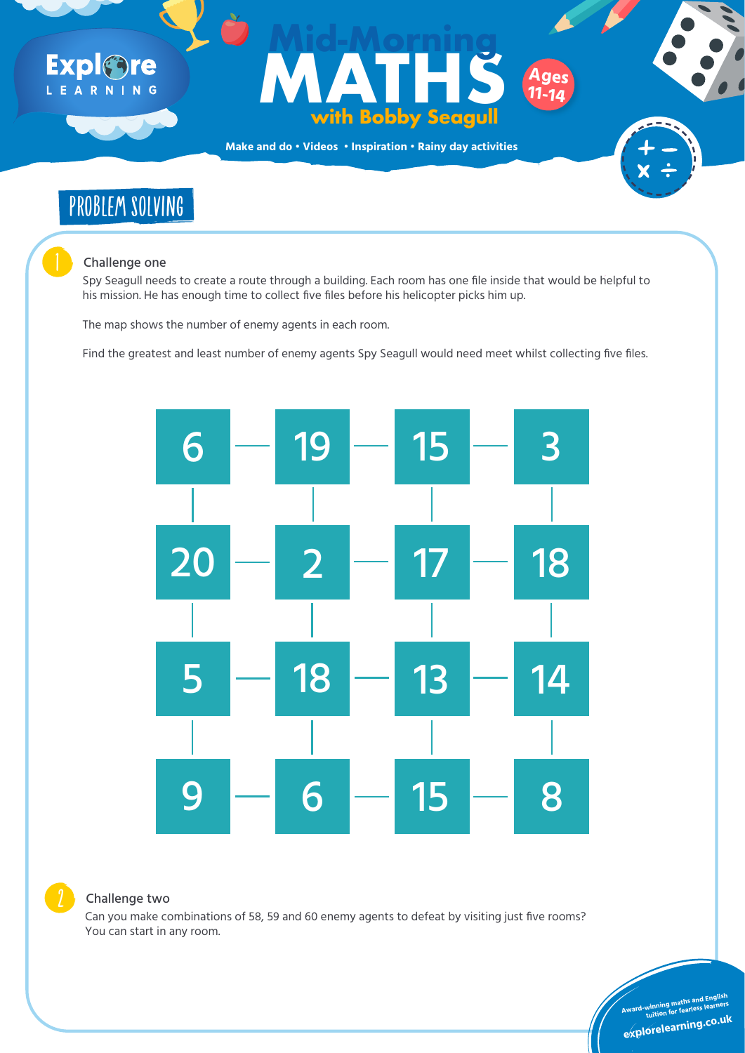# Mid-Morning MATHS with Bobby Seagull

Ages 11-14

Make and do • Videos • Inspiration • Rainy day activities

## PROBLEM SOLVING

### 1 Challenge one

Spy Seagull needs to create a route through a building. Each room has one file inside that would be helpful to his mission. He has enough time to collect five files before his helicopter picks him up.

The map shows the number of enemy agents in each room.

Find the greatest and least number of enemy agents Spy Seagull would need meet whilst collecting five files.

| | | | |
|---|---|---|---|
| 6 | 19 | 15 | 3 |
| 20 | 2 | 17 | 18 |
| 5 | 18 | 13 | 14 |
| 9 | 6 | 15 | 8 |

### 2 Challenge two

Can you make combinations of 58, 59 and 60 enemy agents to defeat by visiting just five rooms? You can start in any room.

Award-winning maths and English tuition for fearless learners

explorelearning.co.uk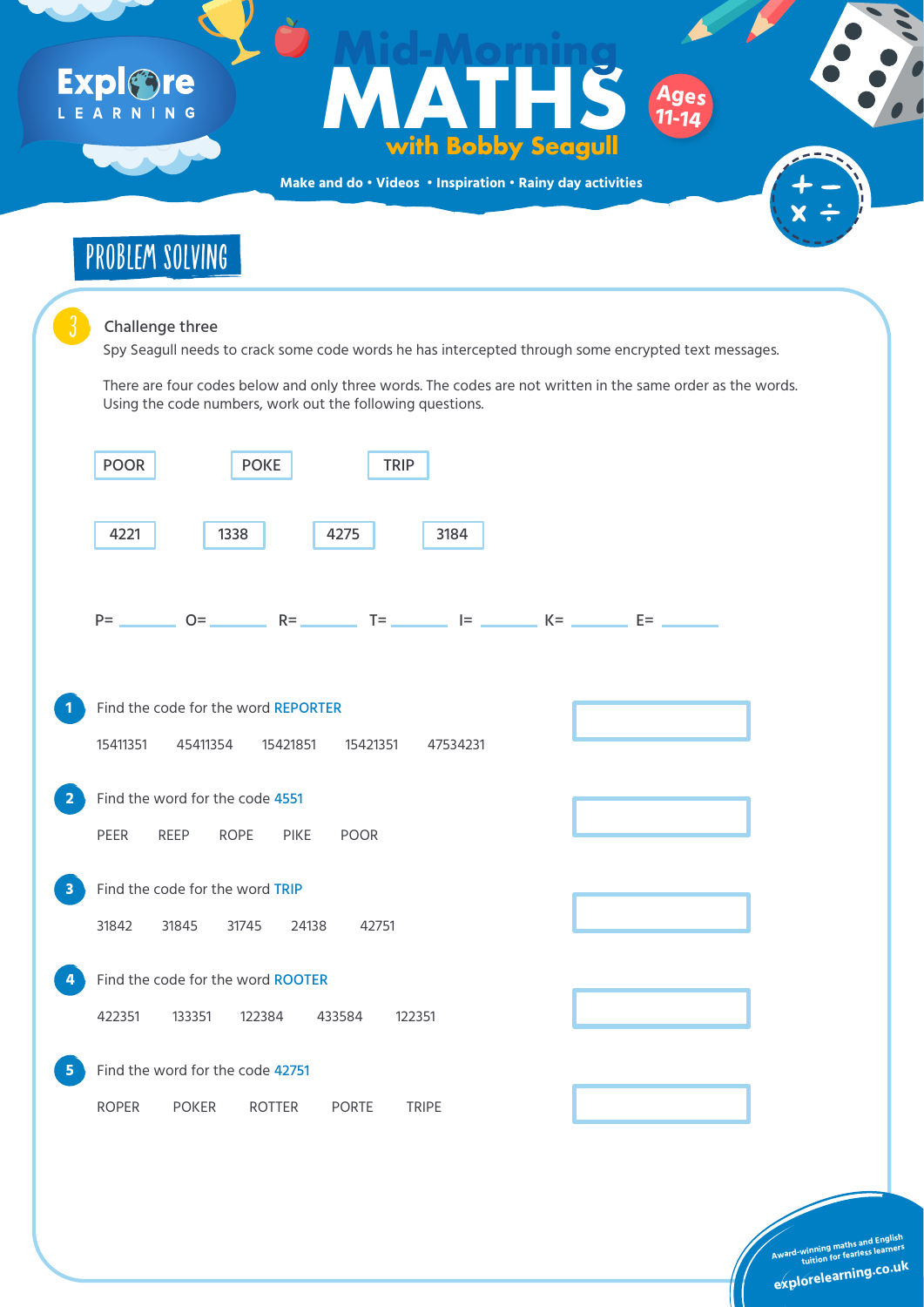Mid-Morning

# MATHS

with Bobby Seagull

Ages 11-14

Make and do • Videos • Inspiration • Rainy day activities

## PROBLEM SOLVING

### 3 Challenge three

Spy Seagull needs to crack some code words he has intercepted through some encrypted text messages.

There are four codes below and only three words. The codes are not written in the same order as the words. Using the code numbers, work out the following questions.

POOR    POKE    TRIP

4221    1338    4275    3184

P= _______ O= _______ R= _______ T= _______ I= _______ K= _______ E= _______

**1** Find the code for the word REPORTER

15411351    45411354    15421851    15421351    47534231

**2** Find the word for the code 4551

PEER    REEP    ROPE    PIKE    POOR

**3** Find the code for the word TRIP

31842    31845    31745    24138    42751

**4** Find the code for the word ROOTER

422351    133351    122384    433584    122351

**5** Find the word for the code 42751

ROPER    POKER    ROTTER    PORTE    TRIPE

Award-winning maths and English tuition for fearless learners

explorelearning.co.uk